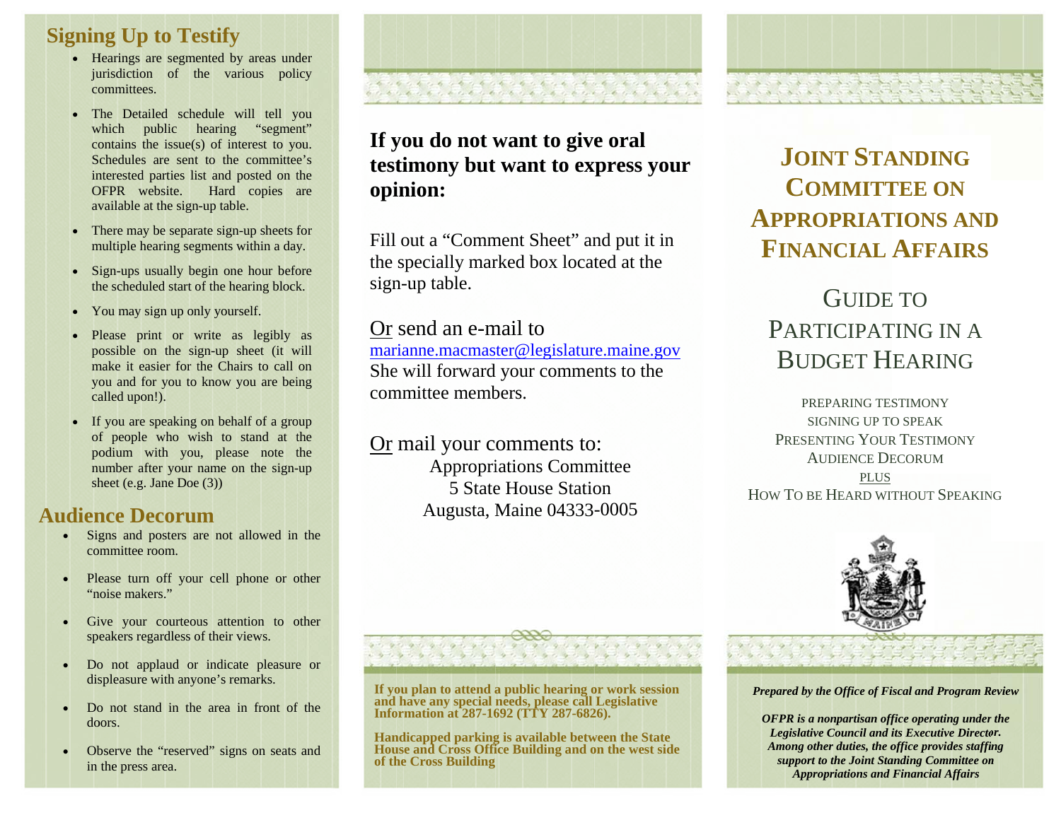## Signing Up to Testify

- Hearings are segmented by areas under jurisdiction of the various policy committees.
- The Detailed schedule will tell you which public hearing "segment" contains the issue(s) of interest to you. Schedules are sent to the committee's interested parties list and posted on the OFPR website. Hard copies are available at the sign-up table.
- There may be separate sign-up sheets for multiple hearing segments within a day.
- Sign-ups usually begin one hour before the scheduled start of the hearing block.
- You may sign up only yourself.
- Please print or write as legibly as possible on the sign-up sheet (it will make it easier for the Chairs to call on you and for you to know you are being called upon!).
- If you are speaking on behalf of a group of people who wish to stand at the podium with you, please note the number after your name on the sign-up sheet (e.g. Jane Doe (3))

## Audience Decorum

- Signs and posters are not allowed in the committee room.
- Please turn off your cell phone or other "noise makers."
- Give your courteous attention to other speakers regardless of their views.
- Do not applaud or indicate pleasure or displeasure with anyone's remarks.
- Do not stand in the area in front of the doors.
- Observe the "reserved" signs on seats and in the press area.

**If you do not want to give oral testimony but want to express your opinion:**

Fill out a "Comment Sheet" and put it in the specially marked box located at the sign-up table.

Or send an e-mail to
marianne.macmaster@legislature.maine.gov
She will forward your comments to the committee members.

Or mail your comments to:

Appropriations Committee
5 State House Station
Augusta, Maine 04333-0005

**If you plan to attend a public hearing or work session and have any special needs, please call Legislative Information at 287-1692 (TTY 287-6826).**

**Handicapped parking is available between the State House and Cross Office Building and on the west side of the Cross Building**

# Joint Standing Committee on Appropriations and Financial Affairs

## Guide to Participating in a Budget Hearing

Preparing Testimony
Signing Up to Speak
Presenting Your Testimony
Audience Decorum
Plus
How To be Heard without Speaking

***Prepared by the Office of Fiscal and Program Review***

***OFPR is a nonpartisan office operating under the Legislative Council and its Executive Director. Among other duties, the office provides staffing support to the Joint Standing Committee on Appropriations and Financial Affairs***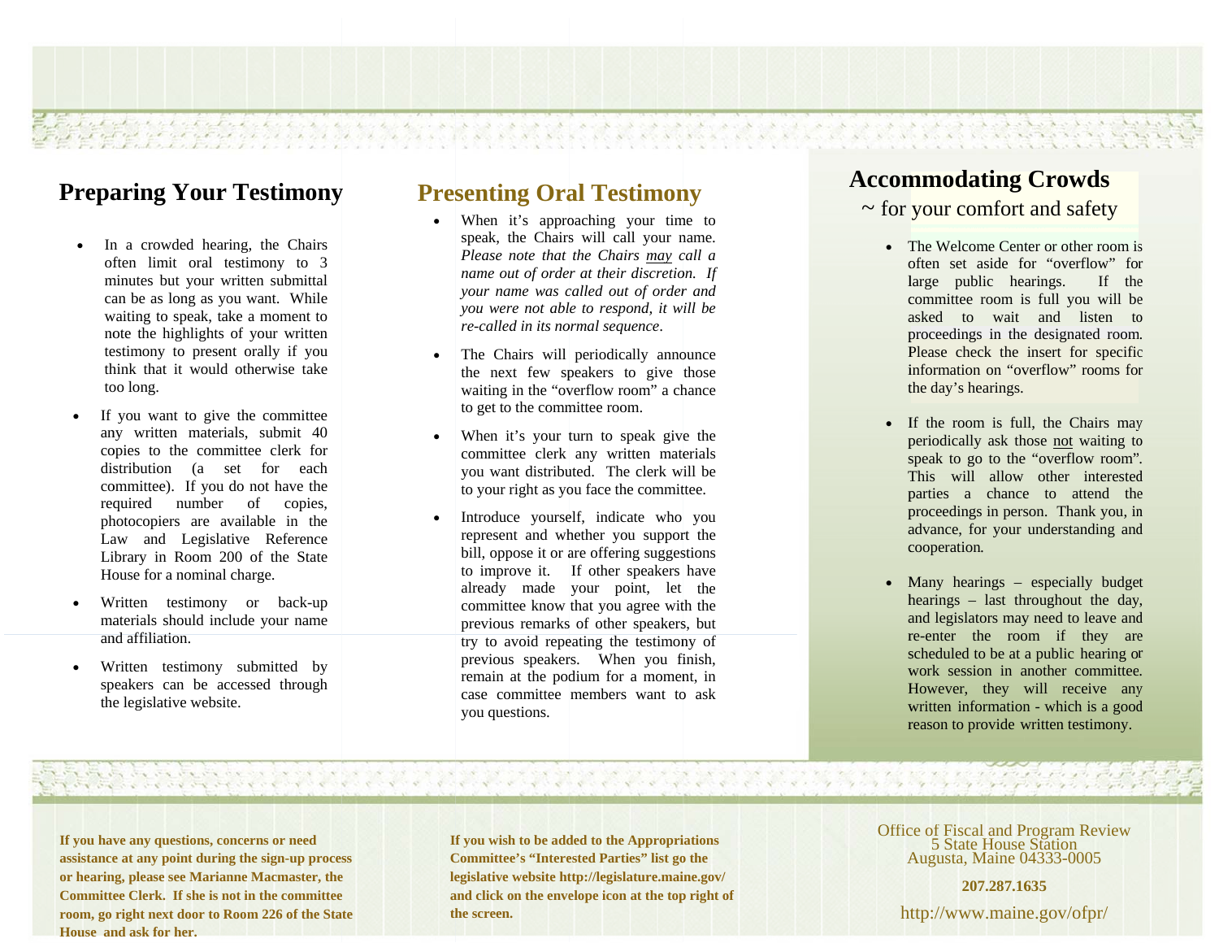## Preparing Your Testimony

- In a crowded hearing, the Chairs often limit oral testimony to 3 minutes but your written submittal can be as long as you want. While waiting to speak, take a moment to note the highlights of your written testimony to present orally if you think that it would otherwise take too long.
- If you want to give the committee any written materials, submit 40 copies to the committee clerk for distribution (a set for each committee). If you do not have the required number of copies, photocopiers are available in the Law and Legislative Reference Library in Room 200 of the State House for a nominal charge.
- Written testimony or back-up materials should include your name and affiliation.
- Written testimony submitted by speakers can be accessed through the legislative website.

## Presenting Oral Testimony

- When it's approaching your time to speak, the Chairs will call your name. *Please note that the Chairs may call a name out of order at their discretion. If your name was called out of order and you were not able to respond, it will be re-called in its normal sequence*.
- The Chairs will periodically announce the next few speakers to give those waiting in the "overflow room" a chance to get to the committee room.
- When it's your turn to speak give the committee clerk any written materials you want distributed. The clerk will be to your right as you face the committee.
- Introduce yourself, indicate who you represent and whether you support the bill, oppose it or are offering suggestions to improve it. If other speakers have already made your point, let the committee know that you agree with the previous remarks of other speakers, but try to avoid repeating the testimony of previous speakers. When you finish, remain at the podium for a moment, in case committee members want to ask you questions.

## Accommodating Crowds

~ for your comfort and safety

- The Welcome Center or other room is often set aside for "overflow" for large public hearings. If the committee room is full you will be asked to wait and listen to proceedings in the designated room. Please check the insert for specific information on "overflow" rooms for the day's hearings.
- If the room is full, the Chairs may periodically ask those not waiting to speak to go to the "overflow room". This will allow other interested parties a chance to attend the proceedings in person. Thank you, in advance, for your understanding and cooperation.
- Many hearings – especially budget hearings – last throughout the day, and legislators may need to leave and re-enter the room if they are scheduled to be at a public hearing or work session in another committee. However, they will receive any written information - which is a good reason to provide written testimony.

**If you have any questions, concerns or need assistance at any point during the sign-up process or hearing, please see Marianne Macmaster, the Committee Clerk. If she is not in the committee room, go right next door to Room 226 of the State House and ask for her.**

**If you wish to be added to the Appropriations Committee's "Interested Parties" list go the legislative website http://legislature.maine.gov/ and click on the envelope icon at the top right of the screen.**

Office of Fiscal and Program Review
5 State House Station
Augusta, Maine 04333-0005

**207.287.1635**

http://www.maine.gov/ofpr/